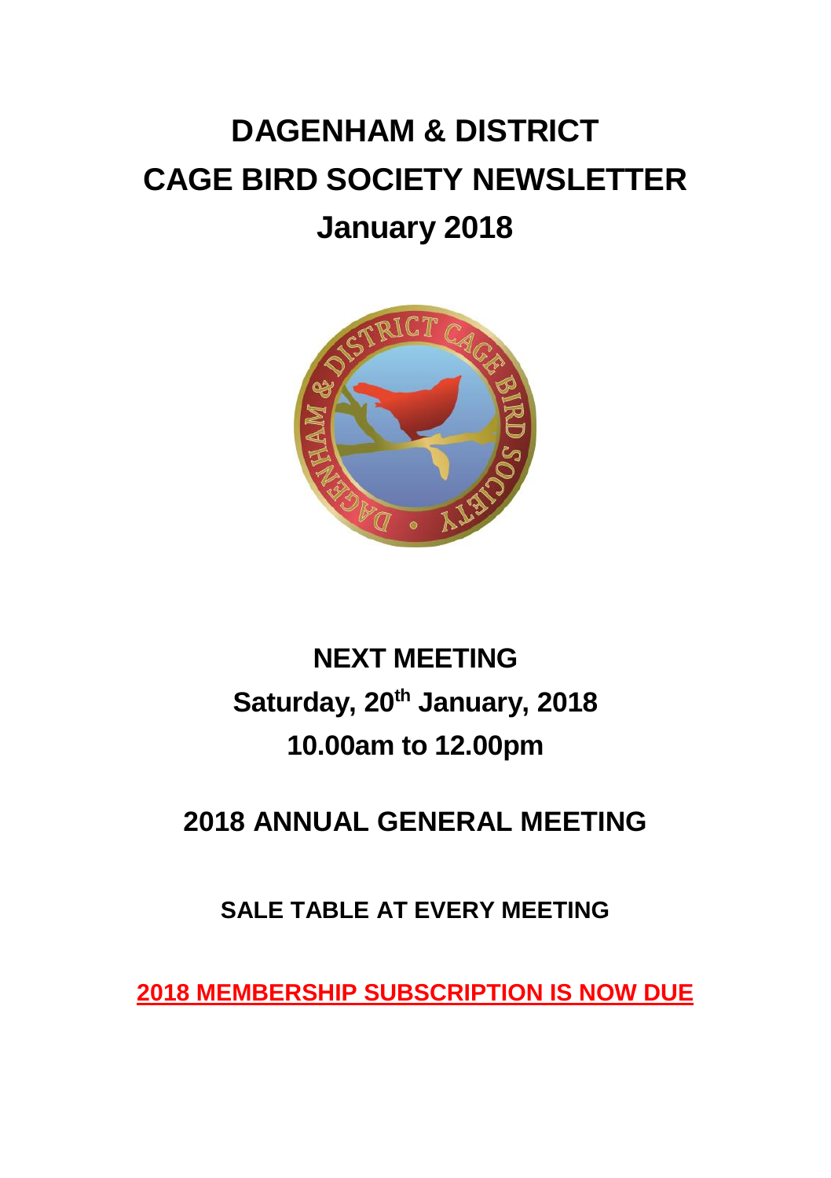# DAGENHAM & DISTRICT CAGE BIRD SOCIETY NEWSLETTER

# January 2018

## NEXT MEETING

## Saturday, 20th January, 2018

## 10.00am to 12.00pm

## 2018 ANNUAL GENERAL MEETING

### SALE TABLE AT EVERY MEETING

**2018 MEMBERSHIP SUBSCRIPTION IS NOW DUE**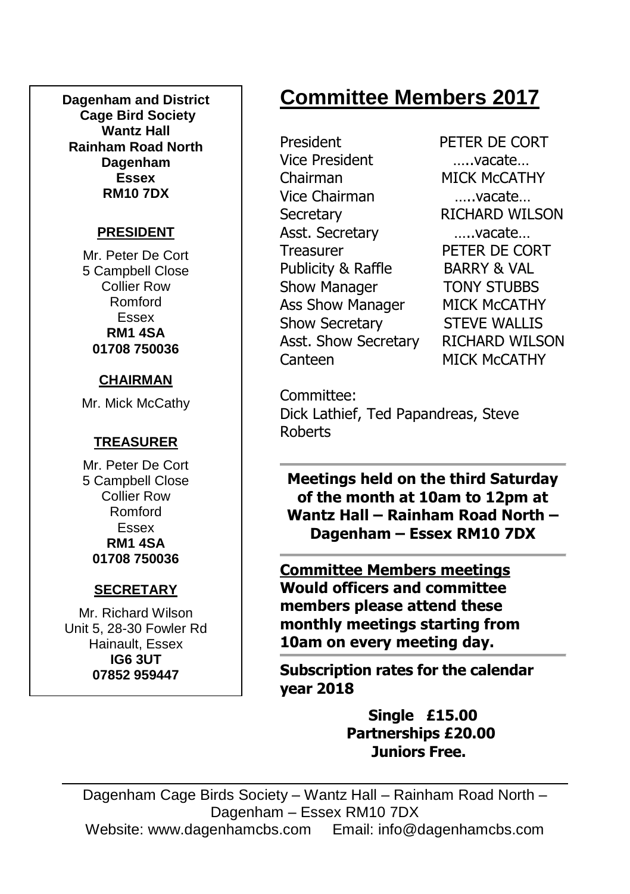**Dagenham and District Cage Bird Society**
**Wantz Hall**
**Rainham Road North**
**Dagenham**
**Essex**
**RM10 7DX**

**PRESIDENT**

Mr. Peter De Cort
5 Campbell Close
Collier Row
Romford
Essex
**RM1 4SA**
**01708 750036**

**CHAIRMAN**

Mr. Mick McCathy

**TREASURER**

Mr. Peter De Cort
5 Campbell Close
Collier Row
Romford
Essex
**RM1 4SA**
**01708 750036**

**SECRETARY**

Mr. Richard Wilson
Unit 5, 28-30 Fowler Rd
Hainault, Essex
**IG6 3UT**
**07852 959447**

# Committee Members 2017

| | |
|---|---|
| President | PETER DE CORT |
| Vice President | …..vacate… |
| Chairman | MICK McCATHY |
| Vice Chairman | …..vacate… |
| Secretary | RICHARD WILSON |
| Asst. Secretary | …..vacate… |
| Treasurer | PETER DE CORT |
| Publicity & Raffle | BARRY & VAL |
| Show Manager | TONY STUBBS |
| Ass Show Manager | MICK McCATHY |
| Show Secretary | STEVE WALLIS |
| Asst. Show Secretary | RICHARD WILSON |
| Canteen | MICK McCATHY |

Committee:
Dick Lathief, Ted Papandreas, Steve Roberts

**Meetings held on the third Saturday of the month at 10am to 12pm at Wantz Hall – Rainham Road North – Dagenham – Essex RM10 7DX**

**Committee Members meetings**
**Would officers and committee members please attend these monthly meetings starting from 10am on every meeting day.**

**Subscription rates for the calendar year 2018**

**Single £15.00**
**Partnerships £20.00**
**Juniors Free.**

Dagenham Cage Birds Society – Wantz Hall – Rainham Road North – Dagenham – Essex RM10 7DX
Website: www.dagenhamcbs.com Email: info@dagenhamcbs.com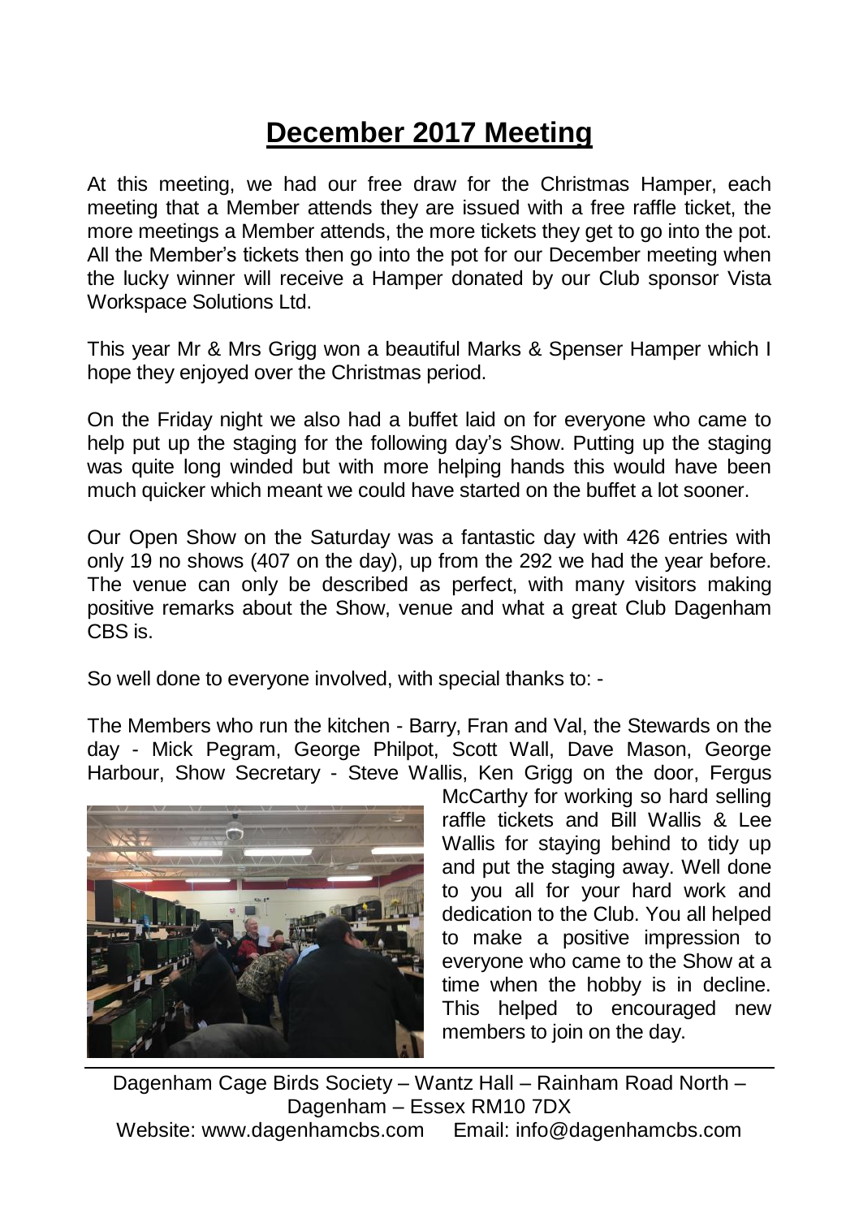# December 2017 Meeting

At this meeting, we had our free draw for the Christmas Hamper, each meeting that a Member attends they are issued with a free raffle ticket, the more meetings a Member attends, the more tickets they get to go into the pot. All the Member's tickets then go into the pot for our December meeting when the lucky winner will receive a Hamper donated by our Club sponsor Vista Workspace Solutions Ltd.

This year Mr & Mrs Grigg won a beautiful Marks & Spenser Hamper which I hope they enjoyed over the Christmas period.

On the Friday night we also had a buffet laid on for everyone who came to help put up the staging for the following day's Show. Putting up the staging was quite long winded but with more helping hands this would have been much quicker which meant we could have started on the buffet a lot sooner.

Our Open Show on the Saturday was a fantastic day with 426 entries with only 19 no shows (407 on the day), up from the 292 we had the year before. The venue can only be described as perfect, with many visitors making positive remarks about the Show, venue and what a great Club Dagenham CBS is.

So well done to everyone involved, with special thanks to: -

The Members who run the kitchen - Barry, Fran and Val, the Stewards on the day - Mick Pegram, George Philpot, Scott Wall, Dave Mason, George Harbour, Show Secretary - Steve Wallis, Ken Grigg on the door, Fergus McCarthy for working so hard selling raffle tickets and Bill Wallis & Lee Wallis for staying behind to tidy up and put the staging away. Well done to you all for your hard work and dedication to the Club. You all helped to make a positive impression to everyone who came to the Show at a time when the hobby is in decline. This helped to encouraged new members to join on the day.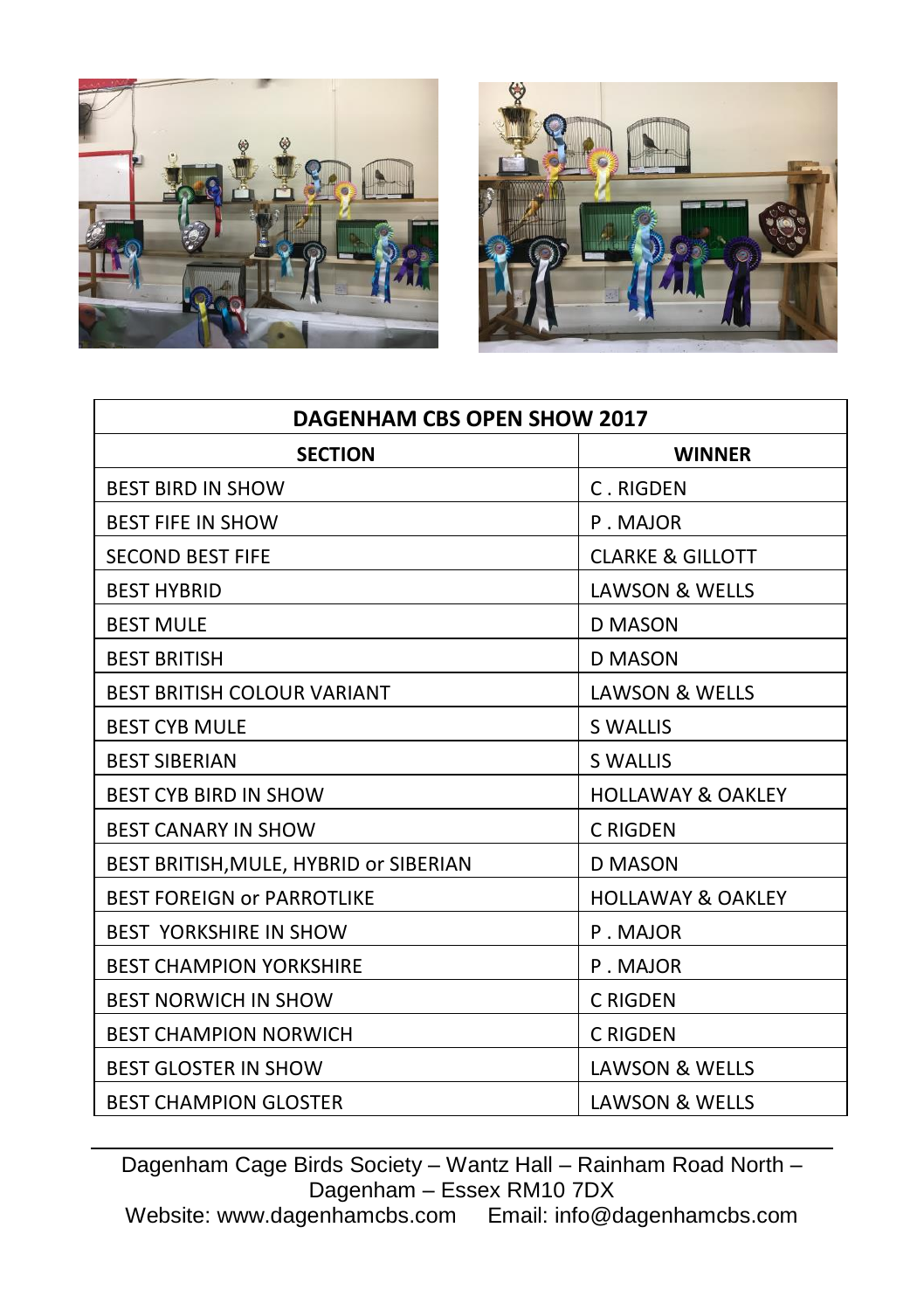| DAGENHAM CBS OPEN SHOW 2017 | |
|---|---|
| **SECTION** | **WINNER** |
| BEST BIRD IN SHOW | C . RIGDEN |
| BEST FIFE IN SHOW | P . MAJOR |
| SECOND BEST FIFE | CLARKE & GILLOTT |
| BEST HYBRID | LAWSON & WELLS |
| BEST MULE | D MASON |
| BEST BRITISH | D MASON |
| BEST BRITISH COLOUR VARIANT | LAWSON & WELLS |
| BEST CYB MULE | S WALLIS |
| BEST SIBERIAN | S WALLIS |
| BEST CYB BIRD IN SHOW | HOLLAWAY & OAKLEY |
| BEST CANARY IN SHOW | C RIGDEN |
| BEST BRITISH,MULE, HYBRID or SIBERIAN | D MASON |
| BEST FOREIGN or PARROTLIKE | HOLLAWAY & OAKLEY |
| BEST YORKSHIRE IN SHOW | P . MAJOR |
| BEST CHAMPION YORKSHIRE | P . MAJOR |
| BEST NORWICH IN SHOW | C RIGDEN |
| BEST CHAMPION NORWICH | C RIGDEN |
| BEST GLOSTER IN SHOW | LAWSON & WELLS |
| BEST CHAMPION GLOSTER | LAWSON & WELLS |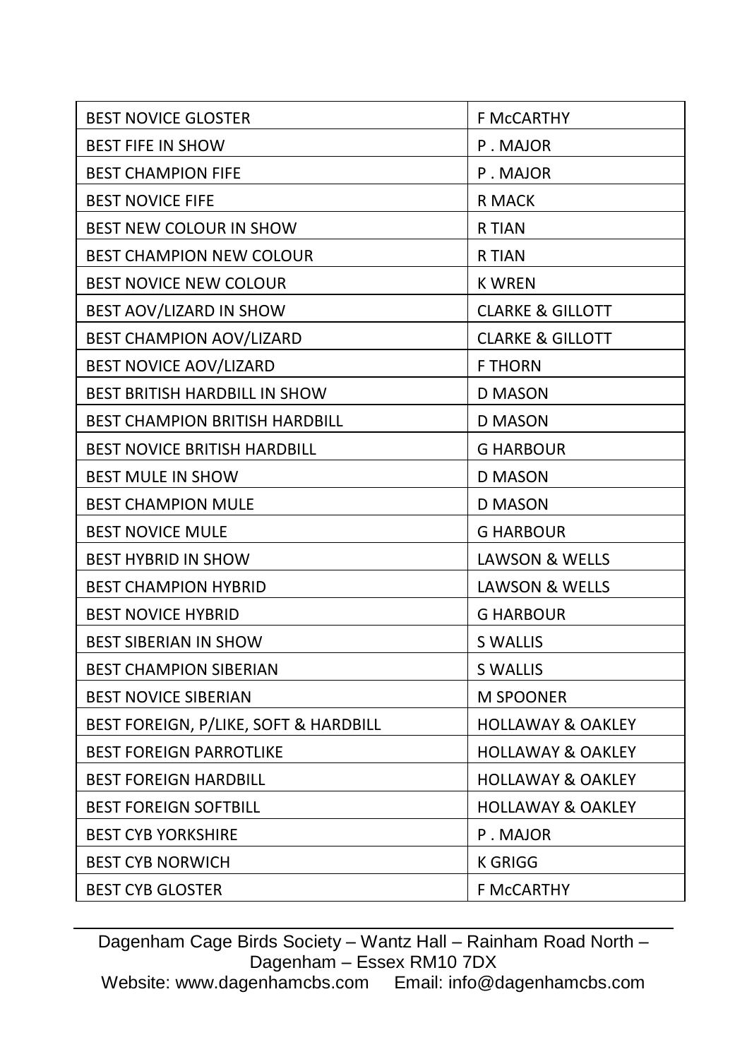| BEST NOVICE GLOSTER | F McCARTHY |
| --- | --- |
| BEST FIFE IN SHOW | P . MAJOR |
| BEST CHAMPION FIFE | P . MAJOR |
| BEST NOVICE FIFE | R MACK |
| BEST NEW COLOUR IN SHOW | R TIAN |
| BEST CHAMPION NEW COLOUR | R TIAN |
| BEST NOVICE NEW COLOUR | K WREN |
| BEST AOV/LIZARD IN SHOW | CLARKE & GILLOTT |
| BEST CHAMPION AOV/LIZARD | CLARKE & GILLOTT |
| BEST NOVICE AOV/LIZARD | F THORN |
| BEST BRITISH HARDBILL IN SHOW | D MASON |
| BEST CHAMPION BRITISH HARDBILL | D MASON |
| BEST NOVICE BRITISH HARDBILL | G HARBOUR |
| BEST MULE IN SHOW | D MASON |
| BEST CHAMPION MULE | D MASON |
| BEST NOVICE MULE | G HARBOUR |
| BEST HYBRID IN SHOW | LAWSON & WELLS |
| BEST CHAMPION HYBRID | LAWSON & WELLS |
| BEST NOVICE HYBRID | G HARBOUR |
| BEST SIBERIAN IN SHOW | S WALLIS |
| BEST CHAMPION SIBERIAN | S WALLIS |
| BEST NOVICE SIBERIAN | M SPOONER |
| BEST FOREIGN, P/LIKE, SOFT & HARDBILL | HOLLAWAY & OAKLEY |
| BEST FOREIGN PARROTLIKE | HOLLAWAY & OAKLEY |
| BEST FOREIGN HARDBILL | HOLLAWAY & OAKLEY |
| BEST FOREIGN SOFTBILL | HOLLAWAY & OAKLEY |
| BEST CYB YORKSHIRE | P . MAJOR |
| BEST CYB NORWICH | K GRIGG |
| BEST CYB GLOSTER | F McCARTHY |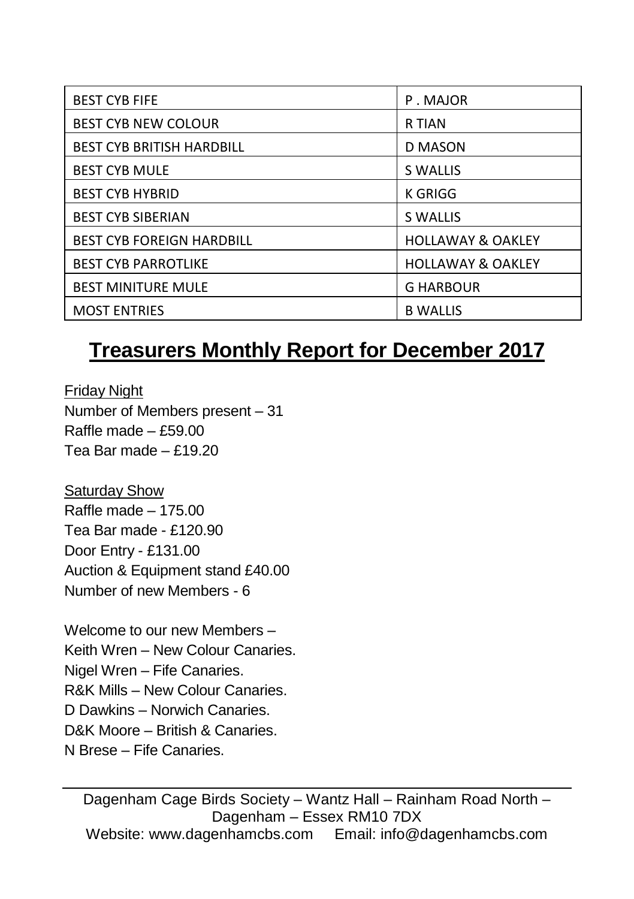| BEST CYB FIFE | P . MAJOR |
|---|---|
| BEST CYB NEW COLOUR | R TIAN |
| BEST CYB BRITISH HARDBILL | D MASON |
| BEST CYB MULE | S WALLIS |
| BEST CYB HYBRID | K GRIGG |
| BEST CYB SIBERIAN | S WALLIS |
| BEST CYB FOREIGN HARDBILL | HOLLAWAY & OAKLEY |
| BEST CYB PARROTLIKE | HOLLAWAY & OAKLEY |
| BEST MINITURE MULE | G HARBOUR |
| MOST ENTRIES | B WALLIS |

# Treasurers Monthly Report for December 2017

Friday Night
Number of Members present – 31
Raffle made – £59.00
Tea Bar made – £19.20

Saturday Show
Raffle made – 175.00
Tea Bar made - £120.90
Door Entry - £131.00
Auction & Equipment stand £40.00
Number of new Members - 6

Welcome to our new Members –
Keith Wren – New Colour Canaries.
Nigel Wren – Fife Canaries.
R&K Mills – New Colour Canaries.
D Dawkins – Norwich Canaries.
D&K Moore – British & Canaries.
N Brese – Fife Canaries.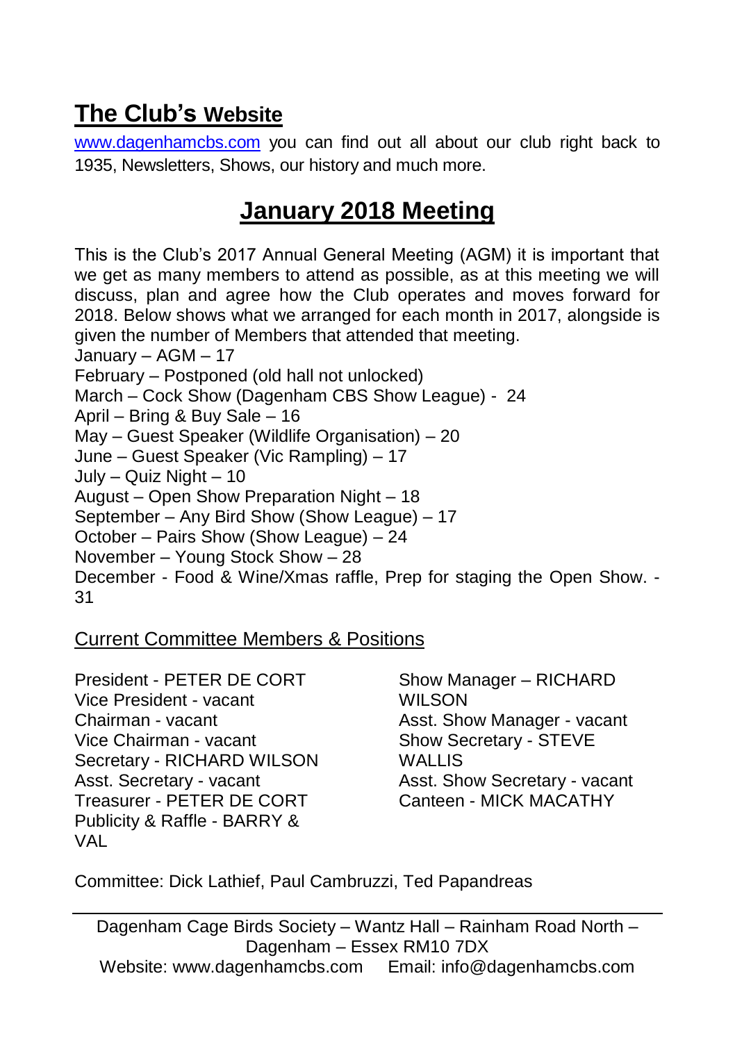## The Club's Website

www.dagenhamcbs.com you can find out all about our club right back to 1935, Newsletters, Shows, our history and much more.

## January 2018 Meeting

This is the Club's 2017 Annual General Meeting (AGM) it is important that we get as many members to attend as possible, as at this meeting we will discuss, plan and agree how the Club operates and moves forward for 2018. Below shows what we arranged for each month in 2017, alongside is given the number of Members that attended that meeting.

January – AGM – 17
February – Postponed (old hall not unlocked)
March – Cock Show (Dagenham CBS Show League) - 24
April – Bring & Buy Sale – 16
May – Guest Speaker (Wildlife Organisation) – 20
June – Guest Speaker (Vic Rampling) – 17
July – Quiz Night – 10
August – Open Show Preparation Night – 18
September – Any Bird Show (Show League) – 17
October – Pairs Show (Show League) – 24
November – Young Stock Show – 28
December - Food & Wine/Xmas raffle, Prep for staging the Open Show. - 31

Current Committee Members & Positions

President - PETER DE CORT
Vice President - vacant
Chairman - vacant
Vice Chairman - vacant
Secretary - RICHARD WILSON
Asst. Secretary - vacant
Treasurer - PETER DE CORT
Publicity & Raffle - BARRY & VAL

Show Manager – RICHARD WILSON
Asst. Show Manager - vacant
Show Secretary - STEVE WALLIS
Asst. Show Secretary - vacant
Canteen - MICK MACATHY

Committee: Dick Lathief, Paul Cambruzzi, Ted Papandreas

---

Dagenham Cage Birds Society – Wantz Hall – Rainham Road North – Dagenham – Essex RM10 7DX
Website: www.dagenhamcbs.com Email: info@dagenhamcbs.com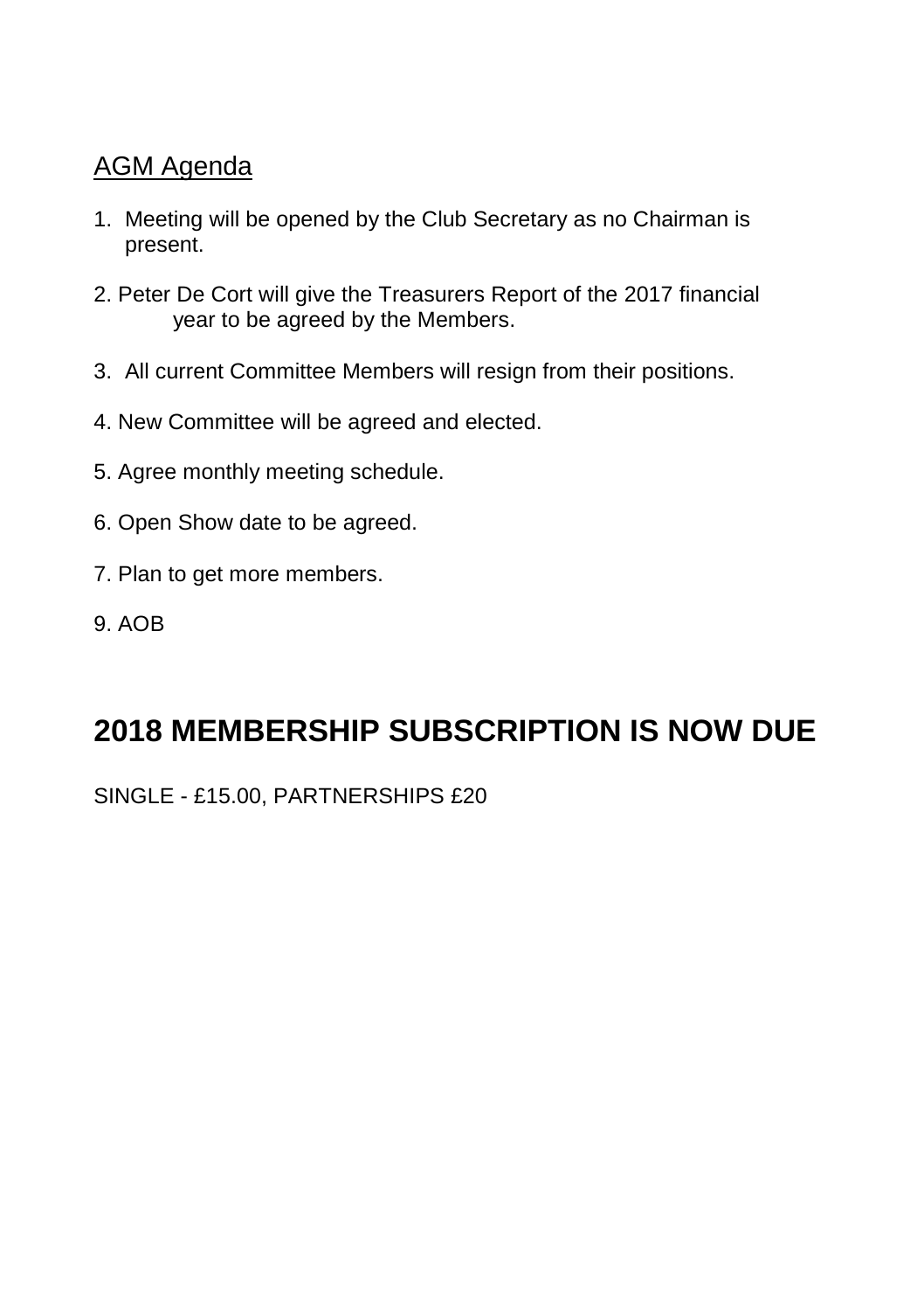## AGM Agenda

1. Meeting will be opened by the Club Secretary as no Chairman is present.

2. Peter De Cort will give the Treasurers Report of the 2017 financial year to be agreed by the Members.

3. All current Committee Members will resign from their positions.

4. New Committee will be agreed and elected.

5. Agree monthly meeting schedule.

6. Open Show date to be agreed.

7. Plan to get more members.

9. AOB

# 2018 MEMBERSHIP SUBSCRIPTION IS NOW DUE

SINGLE - £15.00, PARTNERSHIPS £20